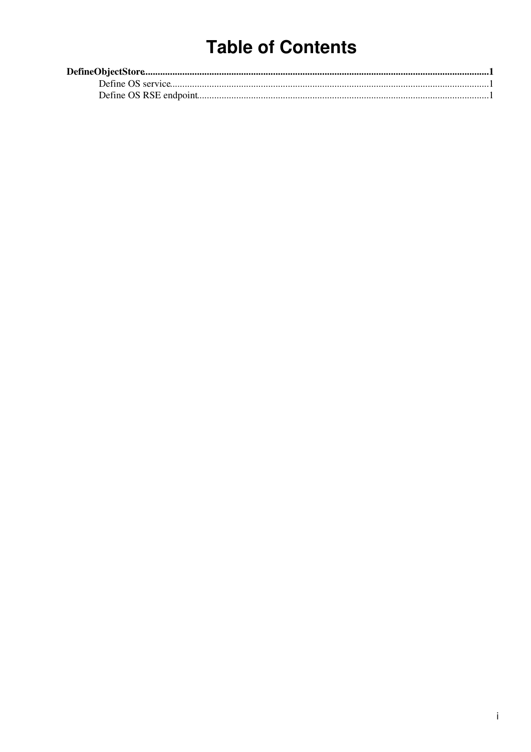# Table of Contents

**DefineObjectStore**......................................................................................................................................**1**

Define OS service....................................................................................................................................1

Define OS RSE endpoint..........................................................................................................................1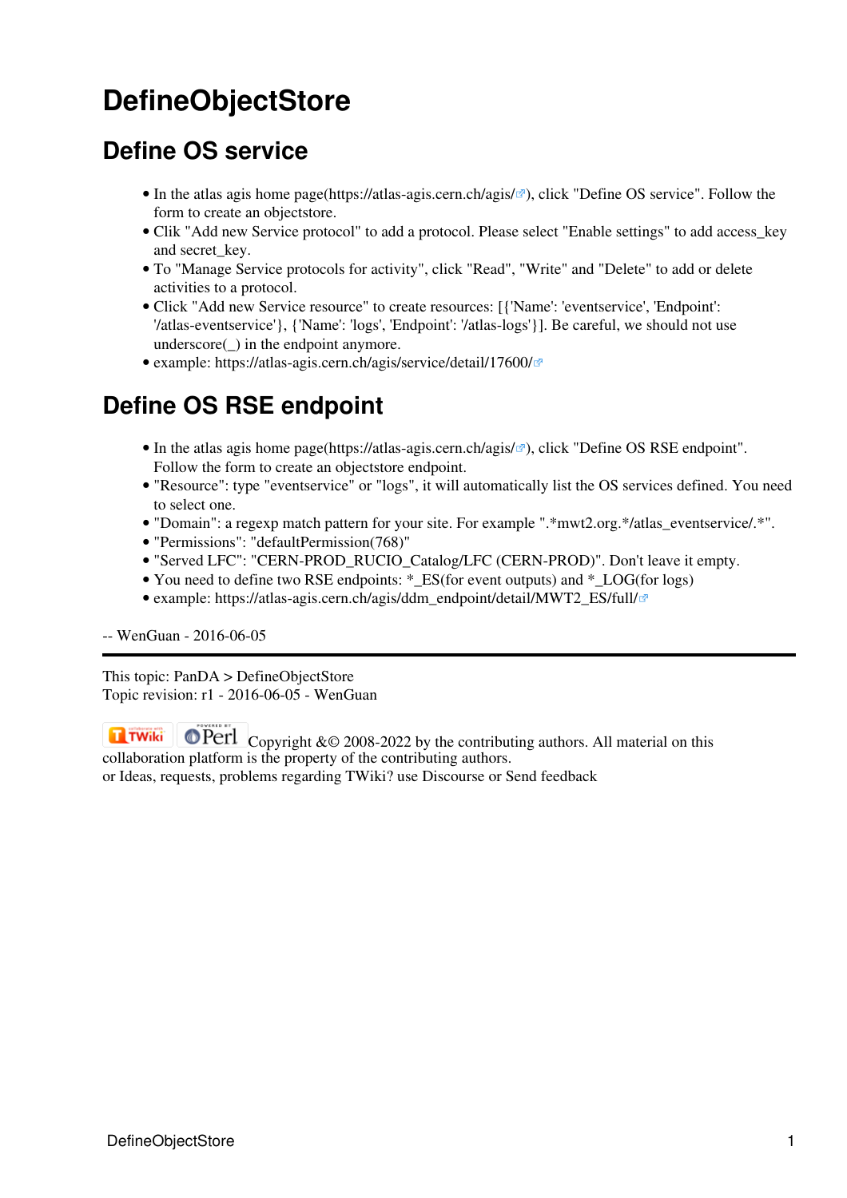# DefineObjectStore

## Define OS service

- In the atlas agis home page(https://atlas-agis.cern.ch/agis/), click "Define OS service". Follow the form to create an objectstore.
- Clik "Add new Service protocol" to add a protocol. Please select "Enable settings" to add access_key and secret_key.
- To "Manage Service protocols for activity", click "Read", "Write" and "Delete" to add or delete activities to a protocol.
- Click "Add new Service resource" to create resources: [{'Name': 'eventservice', 'Endpoint': '/atlas-eventservice'}, {'Name': 'logs', 'Endpoint': '/atlas-logs'}]. Be careful, we should not use underscore(_) in the endpoint anymore.
- example: https://atlas-agis.cern.ch/agis/service/detail/17600/

## Define OS RSE endpoint

- In the atlas agis home page(https://atlas-agis.cern.ch/agis/), click "Define OS RSE endpoint". Follow the form to create an objectstore endpoint.
- "Resource": type "eventservice" or "logs", it will automatically list the OS services defined. You need to select one.
- "Domain": a regexp match pattern for your site. For example ".*mwt2.org.*/atlas_eventservice/.*".
- "Permissions": "defaultPermission(768)"
- "Served LFC": "CERN-PROD_RUCIO_Catalog/LFC (CERN-PROD)". Don't leave it empty.
- You need to define two RSE endpoints: *_ES(for event outputs) and *_LOG(for logs)
- example: https://atlas-agis.cern.ch/agis/ddm_endpoint/detail/MWT2_ES/full/

-- WenGuan - 2016-06-05

---

This topic: PanDA > DefineObjectStore
Topic revision: r1 - 2016-06-05 - WenGuan

Copyright &© 2008-2022 by the contributing authors. All material on this collaboration platform is the property of the contributing authors.
or Ideas, requests, problems regarding TWiki? use Discourse or Send feedback